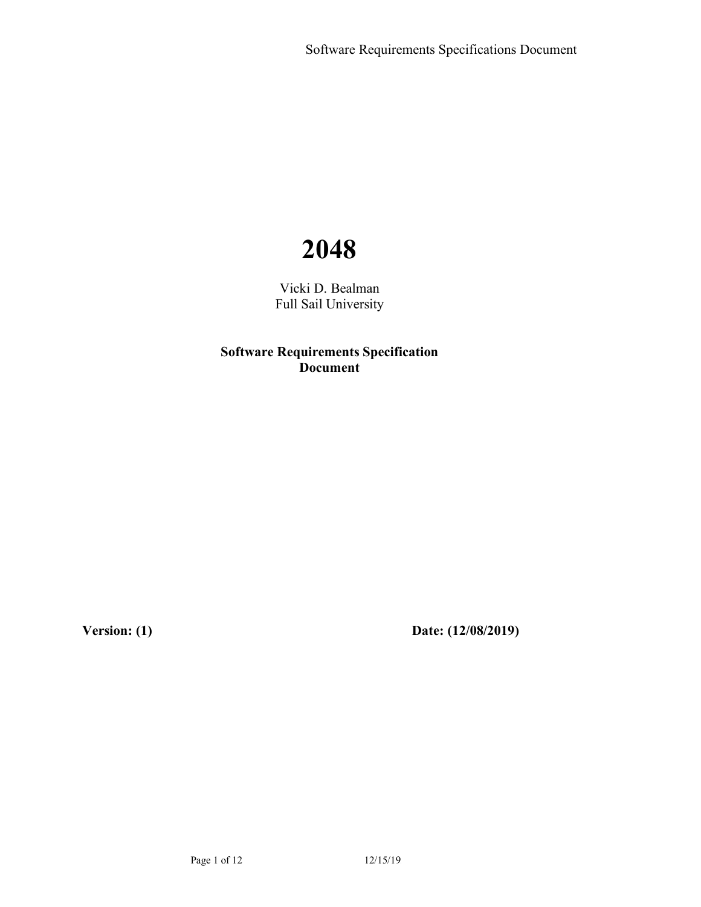# 2048

Vicki D. Bealman
Full Sail University

**Software Requirements Specification Document**

**Version: (1)** **Date: (12/08/2019)**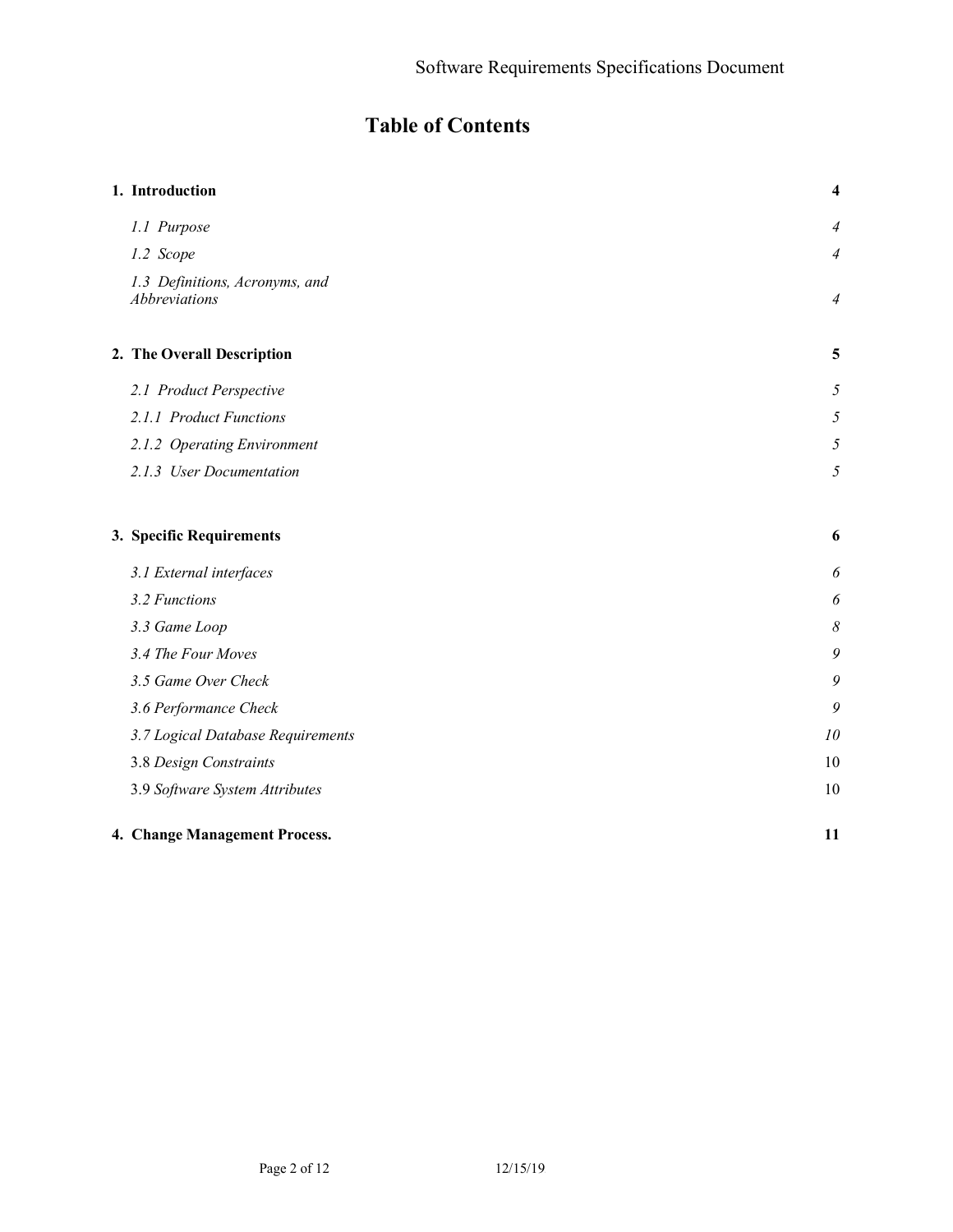# Table of Contents

**1. Introduction** **4**

*1.1 Purpose* *4*

*1.2 Scope* *4*

*1.3 Definitions, Acronyms, and Abbreviations* *4*

**2. The Overall Description** **5**

*2.1 Product Perspective* *5*

*2.1.1 Product Functions* *5*

*2.1.2 Operating Environment* *5*

*2.1.3 User Documentation* *5*

**3. Specific Requirements** **6**

*3.1 External interfaces* *6*

*3.2 Functions* *6*

*3.3 Game Loop* *8*

*3.4 The Four Moves* *9*

*3.5 Game Over Check* *9*

*3.6 Performance Check* *9*

*3.7 Logical Database Requirements* *10*

3.8 *Design Constraints* 10

3.9 *Software System Attributes* 10

**4. Change Management Process.** **11**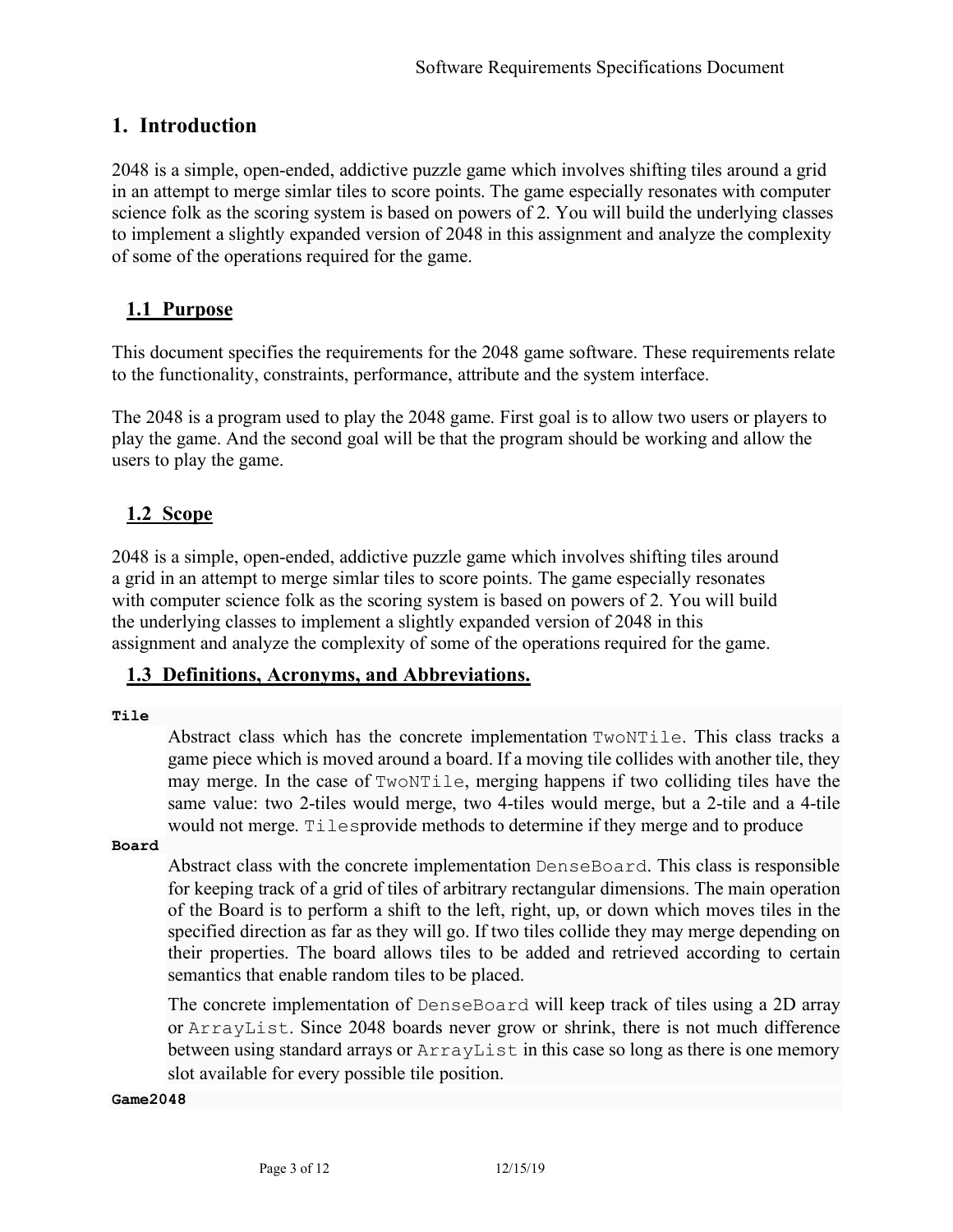# 1. Introduction

2048 is a simple, open-ended, addictive puzzle game which involves shifting tiles around a grid in an attempt to merge simlar tiles to score points. The game especially resonates with computer science folk as the scoring system is based on powers of 2. You will build the underlying classes to implement a slightly expanded version of 2048 in this assignment and analyze the complexity of some of the operations required for the game.

## 1.1 Purpose

This document specifies the requirements for the 2048 game software. These requirements relate to the functionality, constraints, performance, attribute and the system interface.

The 2048 is a program used to play the 2048 game. First goal is to allow two users or players to play the game. And the second goal will be that the program should be working and allow the users to play the game.

## 1.2 Scope

2048 is a simple, open-ended, addictive puzzle game which involves shifting tiles around a grid in an attempt to merge simlar tiles to score points. The game especially resonates with computer science folk as the scoring system is based on powers of 2. You will build the underlying classes to implement a slightly expanded version of 2048 in this assignment and analyze the complexity of some of the operations required for the game.

## 1.3 Definitions, Acronyms, and Abbreviations.

**`Tile`**

Abstract class which has the concrete implementation `TwoNTile`. This class tracks a game piece which is moved around a board. If a moving tile collides with another tile, they may merge. In the case of `TwoNTile`, merging happens if two colliding tiles have the same value: two 2-tiles would merge, two 4-tiles would merge, but a 2-tile and a 4-tile would not merge. `Tiles`provide methods to determine if they merge and to produce

**`Board`**

Abstract class with the concrete implementation `DenseBoard`. This class is responsible for keeping track of a grid of tiles of arbitrary rectangular dimensions. The main operation of the Board is to perform a shift to the left, right, up, or down which moves tiles in the specified direction as far as they will go. If two tiles collide they may merge depending on their properties. The board allows tiles to be added and retrieved according to certain semantics that enable random tiles to be placed.

The concrete implementation of `DenseBoard` will keep track of tiles using a 2D array or `ArrayList`. Since 2048 boards never grow or shrink, there is not much difference between using standard arrays or `ArrayList` in this case so long as there is one memory slot available for every possible tile position.

**`Game2048`**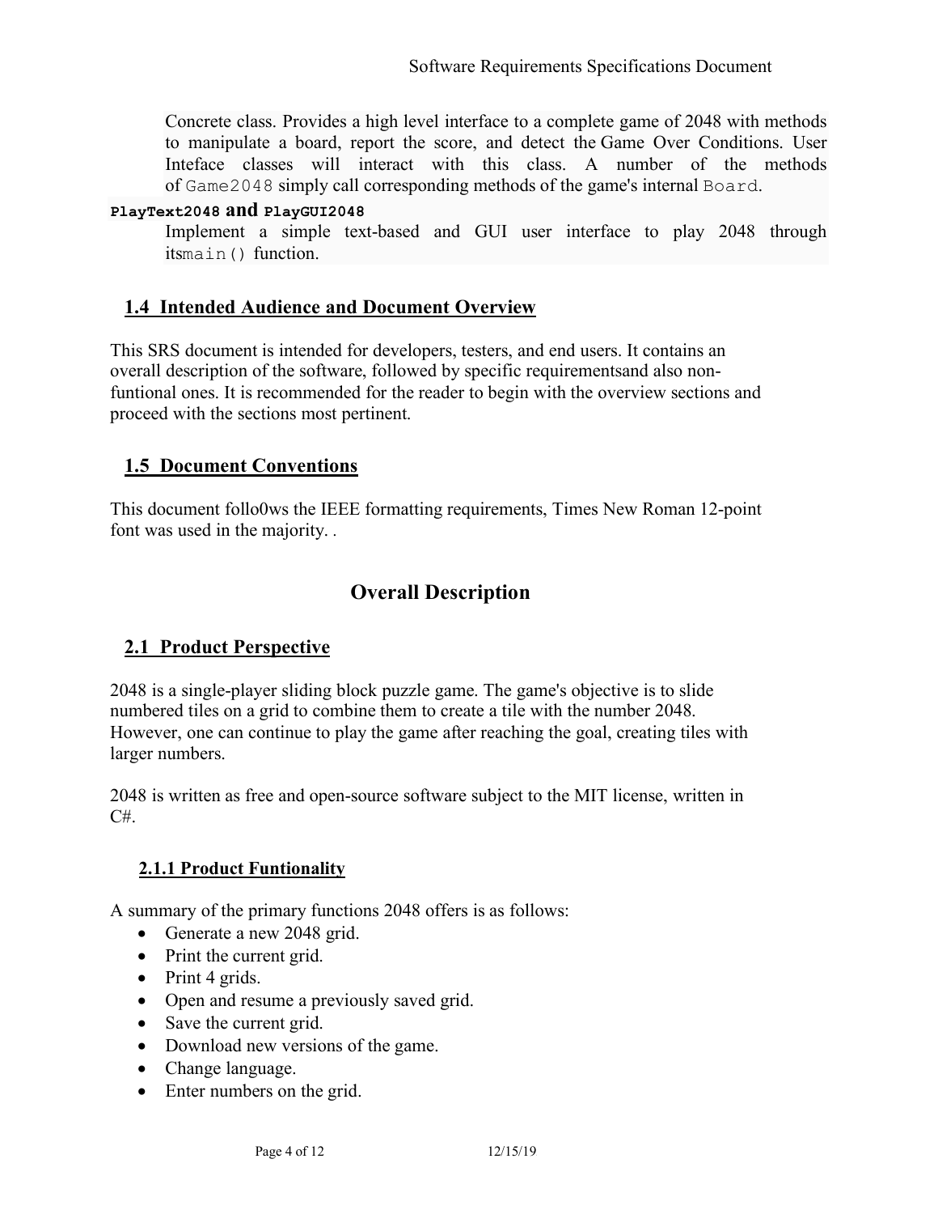Concrete class. Provides a high level interface to a complete game of 2048 with methods to manipulate a board, report the score, and detect the Game Over Conditions. User Inteface classes will interact with this class. A number of the methods of `Game2048` simply call corresponding methods of the game's internal `Board`.

**`PlayText2048` and `PlayGUI2048`**

Implement a simple text-based and GUI user interface to play 2048 through its`main()` function.

## 1.4 Intended Audience and Document Overview

This SRS document is intended for developers, testers, and end users. It contains an overall description of the software, followed by specific requirementsand also non-funtional ones. It is recommended for the reader to begin with the overview sections and proceed with the sections most pertinent.

## 1.5 Document Conventions

This document follo0ws the IEEE formatting requirements, Times New Roman 12-point font was used in the majority. .

# Overall Description

## 2.1 Product Perspective

2048 is a single-player sliding block puzzle game. The game's objective is to slide numbered tiles on a grid to combine them to create a tile with the number 2048. However, one can continue to play the game after reaching the goal, creating tiles with larger numbers.

2048 is written as free and open-source software subject to the MIT license, written in C#.

### 2.1.1 Product Funtionality

A summary of the primary functions 2048 offers is as follows:

- Generate a new 2048 grid.
- Print the current grid.
- Print 4 grids.
- Open and resume a previously saved grid.
- Save the current grid.
- Download new versions of the game.
- Change language.
- Enter numbers on the grid.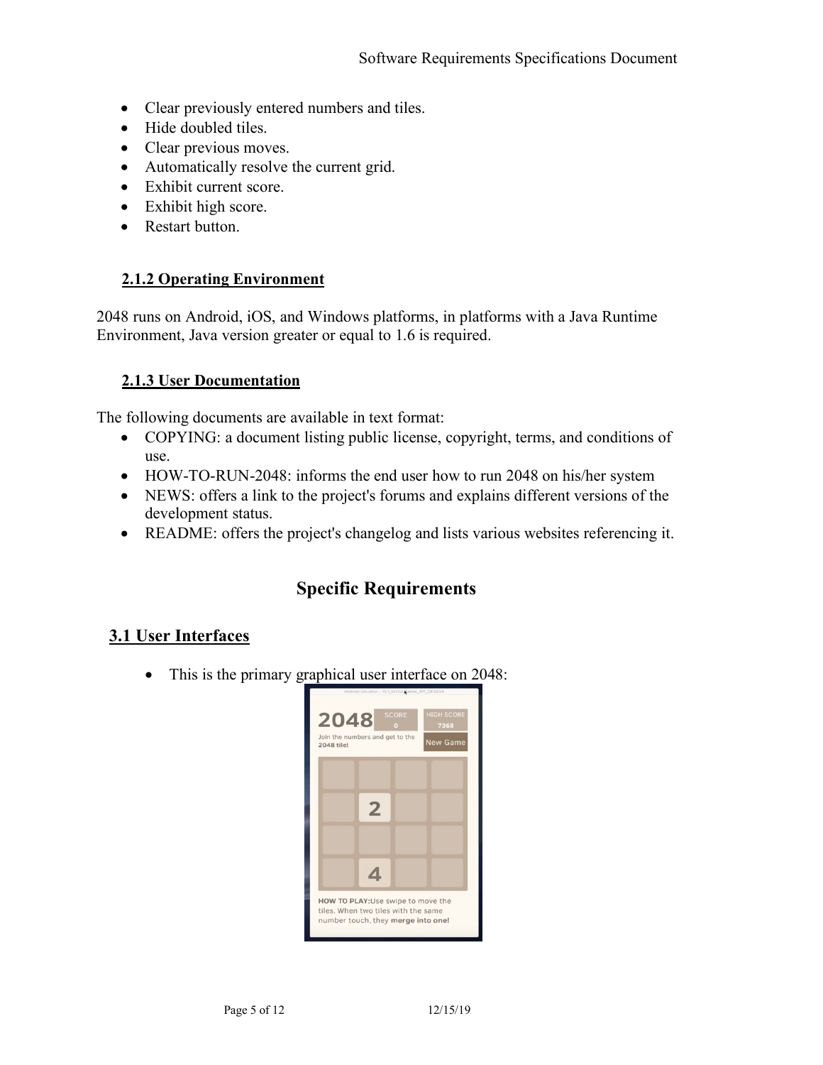- Clear previously entered numbers and tiles.
- Hide doubled tiles.
- Clear previous moves.
- Automatically resolve the current grid.
- Exhibit current score.
- Exhibit high score.
- Restart button.

### 2.1.2 Operating Environment

2048 runs on Android, iOS, and Windows platforms, in platforms with a Java Runtime Environment, Java version greater or equal to 1.6 is required.

### 2.1.3 User Documentation

The following documents are available in text format:

- COPYING: a document listing public license, copyright, terms, and conditions of use.
- HOW-TO-RUN-2048: informs the end user how to run 2048 on his/her system
- NEWS: offers a link to the project's forums and explains different versions of the development status.
- README: offers the project's changelog and lists various websites referencing it.

# Specific Requirements

## 3.1 User Interfaces

- This is the primary graphical user interface on 2048: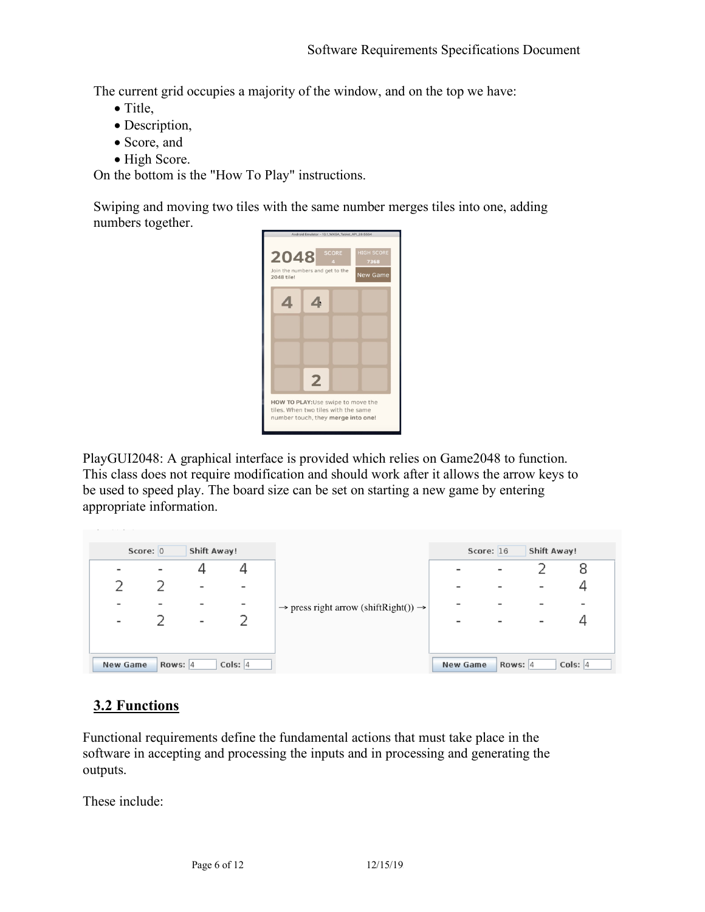The current grid occupies a majority of the window, and on the top we have:

- Title,
- Description,
- Score, and
- High Score.

On the bottom is the "How To Play" instructions.

Swiping and moving two tiles with the same number merges tiles into one, adding numbers together.

PlayGUI2048: A graphical interface is provided which relies on Game2048 to function. This class does not require modification and should work after it allows the arrow keys to be used to speed play. The board size can be set on starting a new game by entering appropriate information.

## 3.2 Functions

Functional requirements define the fundamental actions that must take place in the software in accepting and processing the inputs and in processing and generating the outputs.

These include: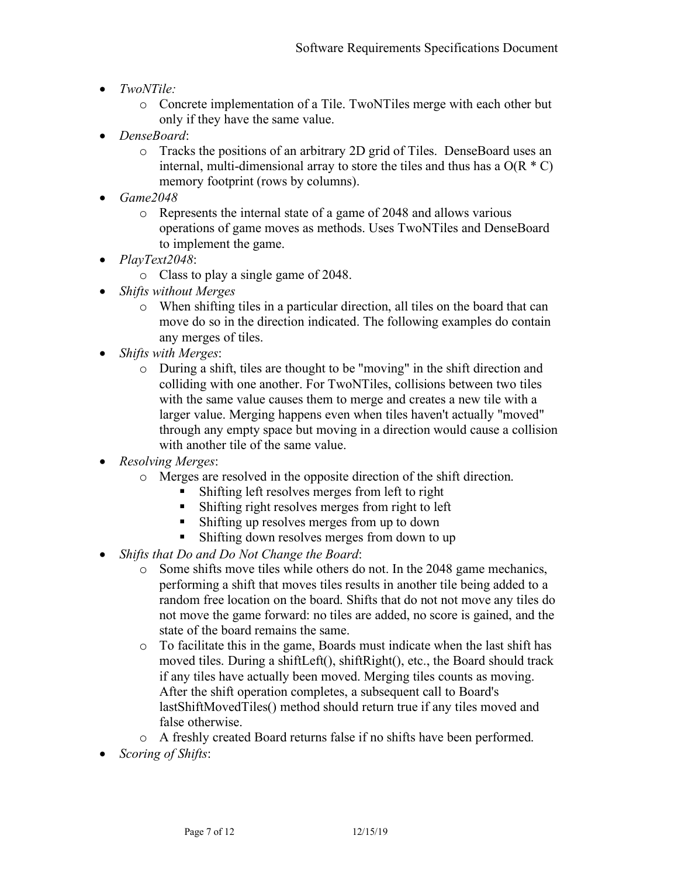- *TwoNTile:*
  - Concrete implementation of a Tile. TwoNTiles merge with each other but only if they have the same value.
- *DenseBoard*:
  - Tracks the positions of an arbitrary 2D grid of Tiles. DenseBoard uses an internal, multi-dimensional array to store the tiles and thus has a O(R * C) memory footprint (rows by columns).
- *Game2048*
  - Represents the internal state of a game of 2048 and allows various operations of game moves as methods. Uses TwoNTiles and DenseBoard to implement the game.
- *PlayText2048*:
  - Class to play a single game of 2048.
- *Shifts without Merges*
  - When shifting tiles in a particular direction, all tiles on the board that can move do so in the direction indicated. The following examples do contain any merges of tiles.
- *Shifts with Merges*:
  - During a shift, tiles are thought to be "moving" in the shift direction and colliding with one another. For TwoNTiles, collisions between two tiles with the same value causes them to merge and creates a new tile with a larger value. Merging happens even when tiles haven't actually "moved" through any empty space but moving in a direction would cause a collision with another tile of the same value.
- *Resolving Merges*:
  - Merges are resolved in the opposite direction of the shift direction.
    - Shifting left resolves merges from left to right
    - Shifting right resolves merges from right to left
    - Shifting up resolves merges from up to down
    - Shifting down resolves merges from down to up
- *Shifts that Do and Do Not Change the Board*:
  - Some shifts move tiles while others do not. In the 2048 game mechanics, performing a shift that moves tiles results in another tile being added to a random free location on the board. Shifts that do not not move any tiles do not move the game forward: no tiles are added, no score is gained, and the state of the board remains the same.
  - To facilitate this in the game, Boards must indicate when the last shift has moved tiles. During a shiftLeft(), shiftRight(), etc., the Board should track if any tiles have actually been moved. Merging tiles counts as moving. After the shift operation completes, a subsequent call to Board's lastShiftMovedTiles() method should return true if any tiles moved and false otherwise.
  - A freshly created Board returns false if no shifts have been performed.
- *Scoring of Shifts*: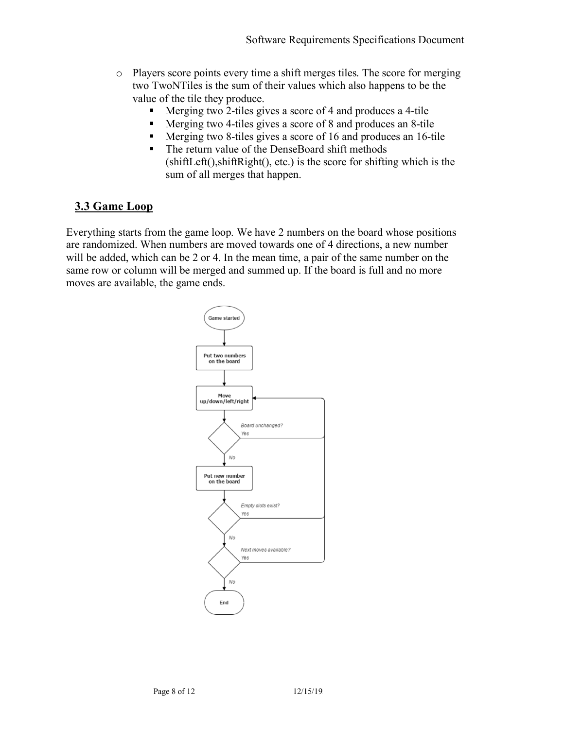- Players score points every time a shift merges tiles. The score for merging two TwoNTiles is the sum of their values which also happens to be the value of the tile they produce.
  - Merging two 2-tiles gives a score of 4 and produces a 4-tile
  - Merging two 4-tiles gives a score of 8 and produces an 8-tile
  - Merging two 8-tiles gives a score of 16 and produces an 16-tile
  - The return value of the DenseBoard shift methods (shiftLeft(),shiftRight(), etc.) is the score for shifting which is the sum of all merges that happen.

## 3.3 Game Loop

Everything starts from the game loop. We have 2 numbers on the board whose positions are randomized. When numbers are moved towards one of 4 directions, a new number will be added, which can be 2 or 4. In the mean time, a pair of the same number on the same row or column will be merged and summed up. If the board is full and no more moves are available, the game ends.

Game started

Put two numbers on the board

Move up/down/left/right

*Board unchanged?* *Yes*

*No*

Put new number on the board

*Empty slots exist?* *Yes*

*No*

*Next moves available?* *Yes*

*No*

End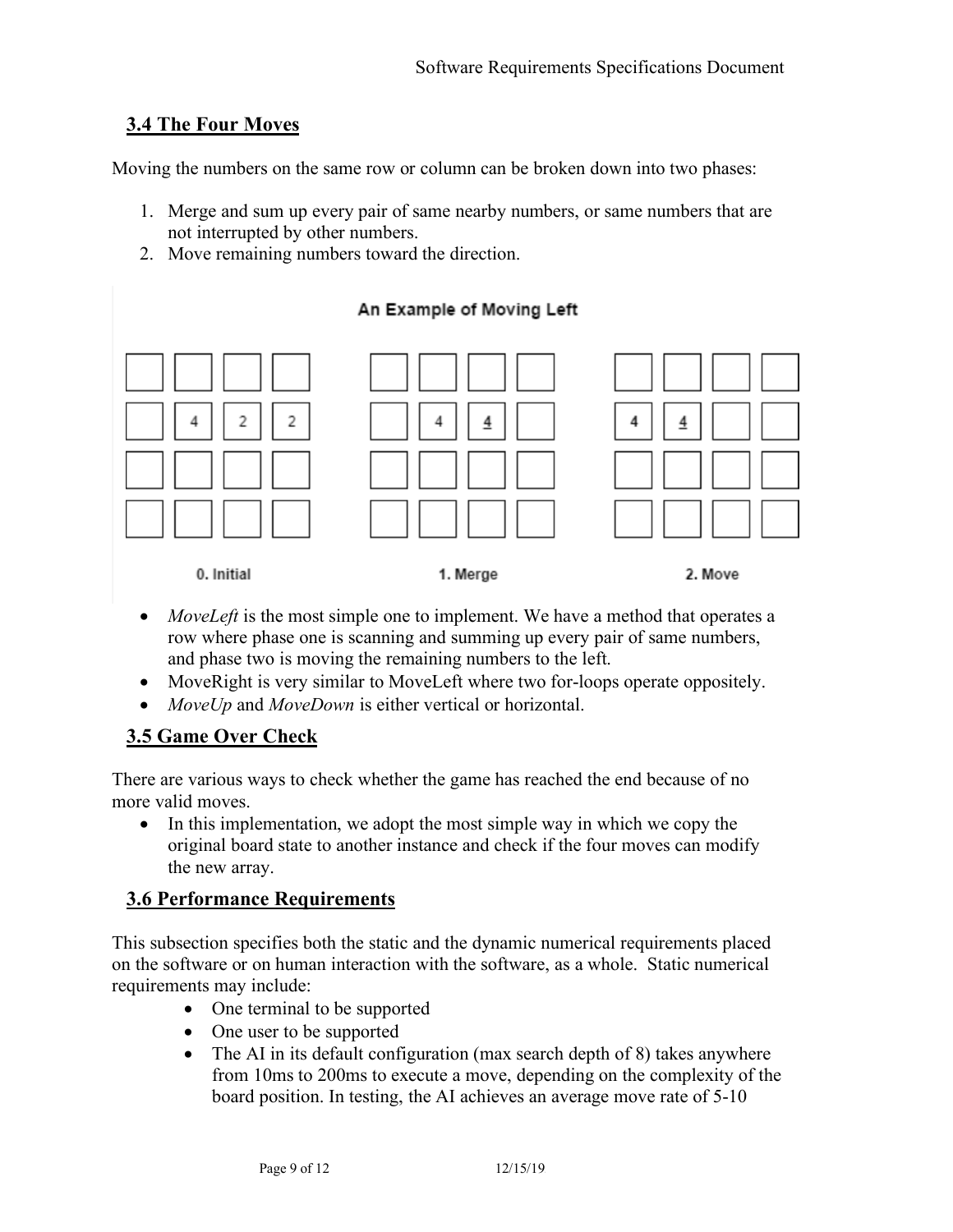## 3.4 The Four Moves

Moving the numbers on the same row or column can be broken down into two phases:

1. Merge and sum up every pair of same nearby numbers, or same numbers that are not interrupted by other numbers.
2. Move remaining numbers toward the direction.

An Example of Moving Left

0. Initial | 1. Merge | 2. Move

- *MoveLeft* is the most simple one to implement. We have a method that operates a row where phase one is scanning and summing up every pair of same numbers, and phase two is moving the remaining numbers to the left.
- MoveRight is very similar to MoveLeft where two for-loops operate oppositely.
- *MoveUp* and *MoveDown* is either vertical or horizontal.

## 3.5 Game Over Check

There are various ways to check whether the game has reached the end because of no more valid moves.

- In this implementation, we adopt the most simple way in which we copy the original board state to another instance and check if the four moves can modify the new array.

## 3.6 Performance Requirements

This subsection specifies both the static and the dynamic numerical requirements placed on the software or on human interaction with the software, as a whole. Static numerical requirements may include:

- One terminal to be supported
- One user to be supported
- The AI in its default configuration (max search depth of 8) takes anywhere from 10ms to 200ms to execute a move, depending on the complexity of the board position. In testing, the AI achieves an average move rate of 5-10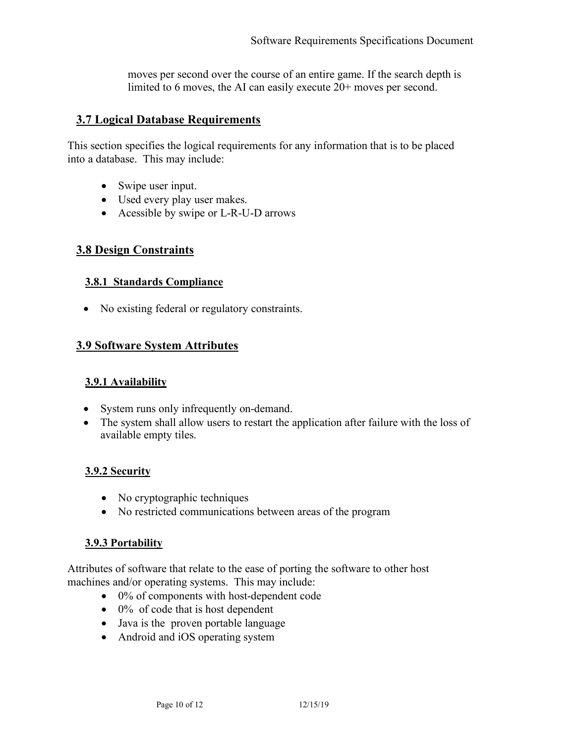moves per second over the course of an entire game. If the search depth is limited to 6 moves, the AI can easily execute 20+ moves per second.

## 3.7 Logical Database Requirements

This section specifies the logical requirements for any information that is to be placed into a database. This may include:

- Swipe user input.
- Used every play user makes.
- Acessible by swipe or L-R-U-D arrows

## 3.8 Design Constraints

### 3.8.1 Standards Compliance

- No existing federal or regulatory constraints.

## 3.9 Software System Attributes

### 3.9.1 Availability

- System runs only infrequently on-demand.
- The system shall allow users to restart the application after failure with the loss of available empty tiles.

### 3.9.2 Security

- No cryptographic techniques
- No restricted communications between areas of the program

### 3.9.3 Portability

Attributes of software that relate to the ease of porting the software to other host machines and/or operating systems. This may include:

- 0% of components with host-dependent code
- 0% of code that is host dependent
- Java is the proven portable language
- Android and iOS operating system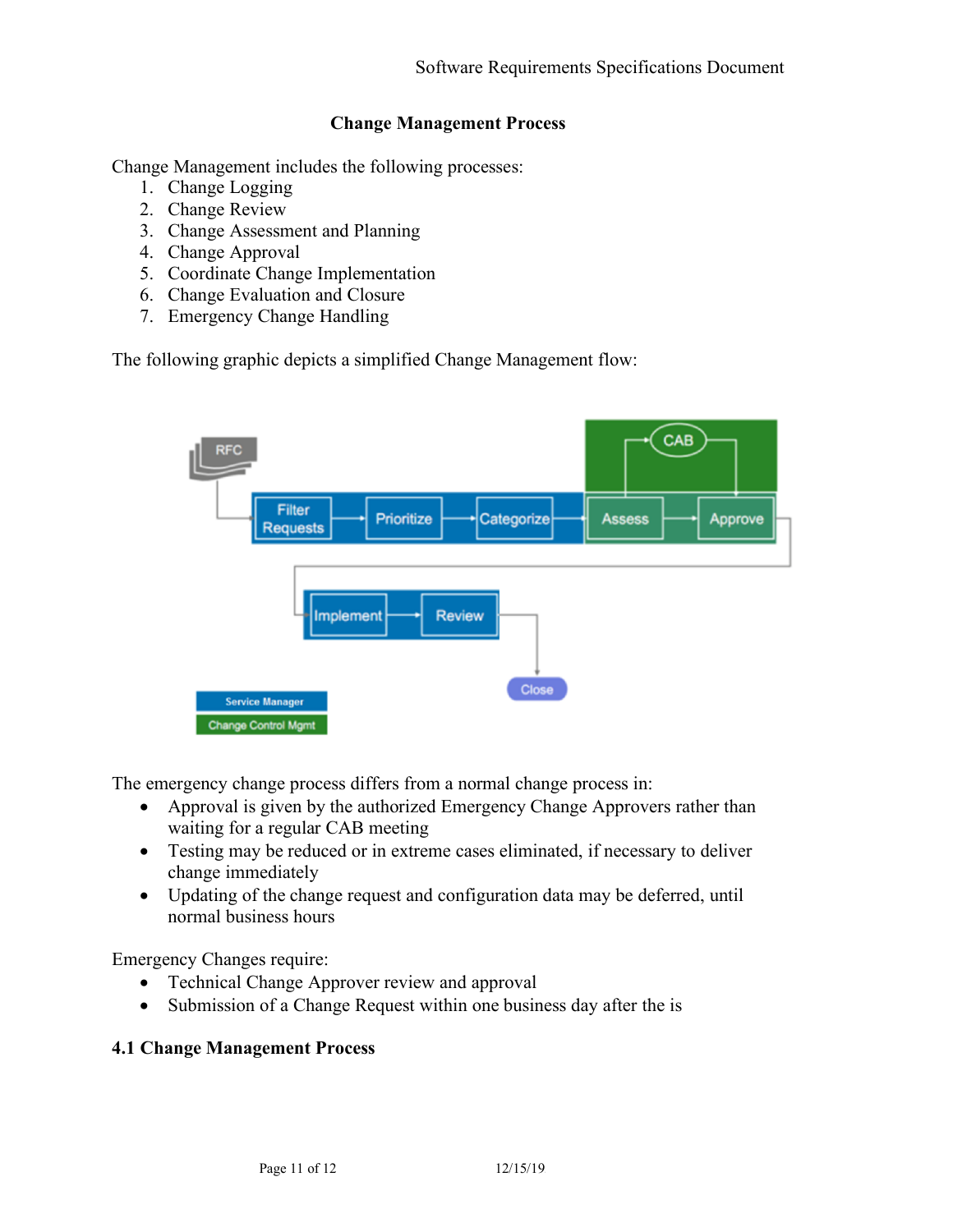## Change Management Process

Change Management includes the following processes:

1. Change Logging
2. Change Review
3. Change Assessment and Planning
4. Change Approval
5. Coordinate Change Implementation
6. Change Evaluation and Closure
7. Emergency Change Handling

The following graphic depicts a simplified Change Management flow:

The emergency change process differs from a normal change process in:

- Approval is given by the authorized Emergency Change Approvers rather than waiting for a regular CAB meeting
- Testing may be reduced or in extreme cases eliminated, if necessary to deliver change immediately
- Updating of the change request and configuration data may be deferred, until normal business hours

Emergency Changes require:

- Technical Change Approver review and approval
- Submission of a Change Request within one business day after the is

### 4.1 Change Management Process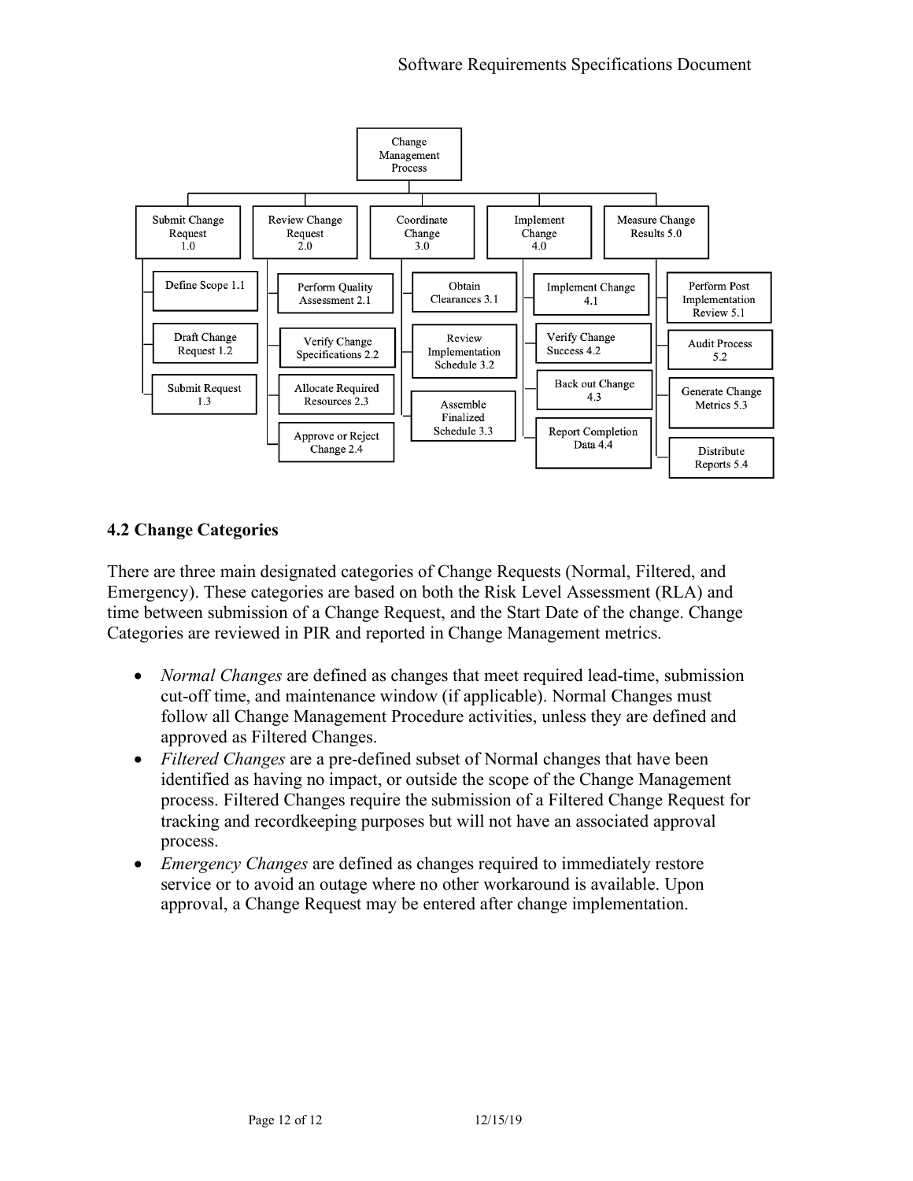Change Management Process

Submit Change Request 1.0

Define Scope 1.1

Draft Change Request 1.2

Submit Request 1.3

Review Change Request 2.0

Perform Quality Assessment 2.1

Verify Change Specifications 2.2

Allocate Required Resources 2.3

Approve or Reject Change 2.4

Coordinate Change 3.0

Obtain Clearances 3.1

Review Implementation Schedule 3.2

Assemble Finalized Schedule 3.3

Implement Change 4.0

Implement Change 4.1

Verify Change Success 4.2

Back out Change 4.3

Report Completion Data 4.4

Measure Change Results 5.0

Perform Post Implementation Review 5.1

Audit Process 5.2

Generate Change Metrics 5.3

Distribute Reports 5.4

### 4.2 Change Categories

There are three main designated categories of Change Requests (Normal, Filtered, and Emergency). These categories are based on both the Risk Level Assessment (RLA) and time between submission of a Change Request, and the Start Date of the change. Change Categories are reviewed in PIR and reported in Change Management metrics.

- *Normal Changes* are defined as changes that meet required lead-time, submission cut-off time, and maintenance window (if applicable). Normal Changes must follow all Change Management Procedure activities, unless they are defined and approved as Filtered Changes.
- *Filtered Changes* are a pre-defined subset of Normal changes that have been identified as having no impact, or outside the scope of the Change Management process. Filtered Changes require the submission of a Filtered Change Request for tracking and recordkeeping purposes but will not have an associated approval process.
- *Emergency Changes* are defined as changes required to immediately restore service or to avoid an outage where no other workaround is available. Upon approval, a Change Request may be entered after change implementation.